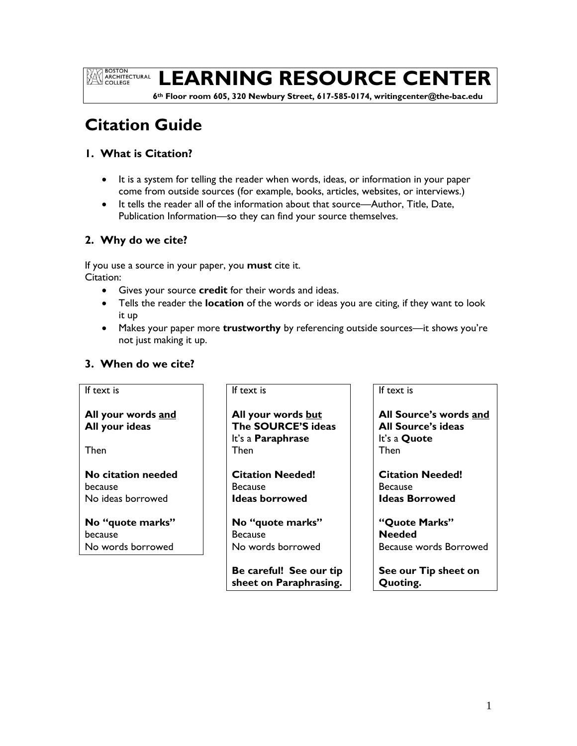# LEARNING RESOURCE CENTER

**6th Floor room 605, 320 Newbury Street, 617-585-0174, writingcenter@the-bac.edu**

# Citation Guide

### 1. What is Citation?

- It is a system for telling the reader when words, ideas, or information in your paper come from outside sources (for example, books, articles, websites, or interviews.)
- It tells the reader all of the information about that source—Author, Title, Date, Publication Information—so they can find your source themselves.

### 2. Why do we cite?

If you use a source in your paper, you **must** cite it.
Citation:

- Gives your source **credit** for their words and ideas.
- Tells the reader the **location** of the words or ideas you are citing, if they want to look it up
- Makes your paper more **trustworthy** by referencing outside sources—it shows you're not just making it up.

### 3. When do we cite?

| If text is | If text is | If text is |
|---|---|---|
| **All your words and All your ideas** | **All your words but The SOURCE'S ideas** It's a **Paraphrase** | **All Source's words and All Source's ideas** It's a **Quote** |
| Then | Then | Then |
| **No citation needed** because No ideas borrowed | **Citation Needed!** Because **Ideas borrowed** | **Citation Needed!** Because **Ideas Borrowed** |
| **No "quote marks"** because No words borrowed | **No "quote marks"** Because No words borrowed | **"Quote Marks" Needed** Because words Borrowed |
| | **Be careful! See our tip sheet on Paraphrasing.** | **See our Tip sheet on Quoting.** |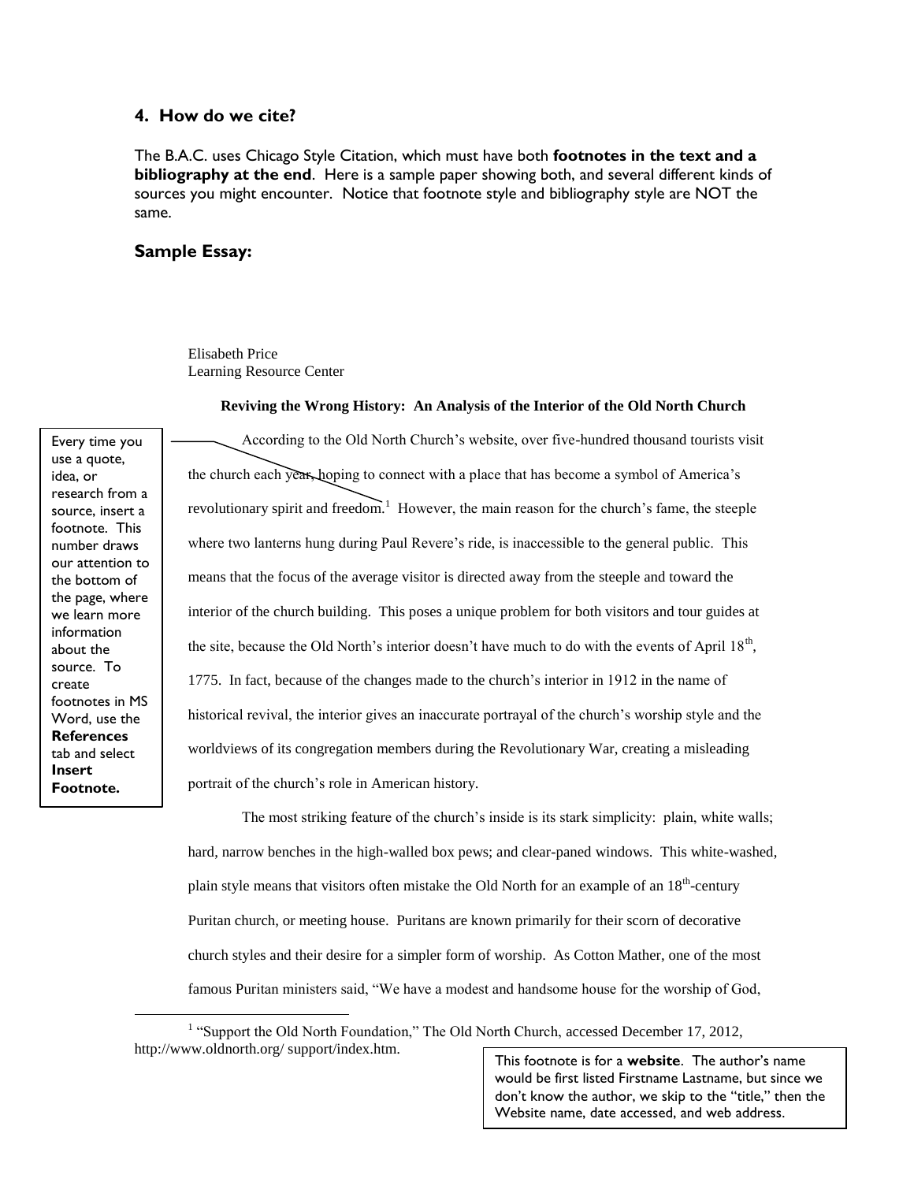## 4. How do we cite?

The B.A.C. uses Chicago Style Citation, which must have both **footnotes in the text and a bibliography at the end**. Here is a sample paper showing both, and several different kinds of sources you might encounter. Notice that footnote style and bibliography style are NOT the same.

## Sample Essay:

Elisabeth Price
Learning Resource Center

**Reviving the Wrong History: An Analysis of the Interior of the Old North Church**

> Every time you use a quote, idea, or research from a source, insert a footnote. This number draws our attention to the bottom of the page, where we learn more information about the source. To create footnotes in MS Word, use the **References** tab and select **Insert Footnote.**

According to the Old North Church's website, over five-hundred thousand tourists visit the church each year, hoping to connect with a place that has become a symbol of America's revolutionary spirit and freedom.[1] However, the main reason for the church's fame, the steeple where two lanterns hung during Paul Revere's ride, is inaccessible to the general public. This means that the focus of the average visitor is directed away from the steeple and toward the interior of the church building. This poses a unique problem for both visitors and tour guides at the site, because the Old North's interior doesn't have much to do with the events of April 18th, 1775. In fact, because of the changes made to the church's interior in 1912 in the name of historical revival, the interior gives an inaccurate portrayal of the church's worship style and the worldviews of its congregation members during the Revolutionary War, creating a misleading portrait of the church's role in American history.

The most striking feature of the church's inside is its stark simplicity: plain, white walls; hard, narrow benches in the high-walled box pews; and clear-paned windows. This white-washed, plain style means that visitors often mistake the Old North for an example of an 18th-century Puritan church, or meeting house. Puritans are known primarily for their scorn of decorative church styles and their desire for a simpler form of worship. As Cotton Mather, one of the most famous Puritan ministers said, "We have a modest and handsome house for the worship of God,

---

[1] "Support the Old North Foundation," The Old North Church, accessed December 17, 2012, http://www.oldnorth.org/ support/index.htm.

> This footnote is for a **website**. The author's name would be first listed Firstname Lastname, but since we don't know the author, we skip to the "title," then the Website name, date accessed, and web address.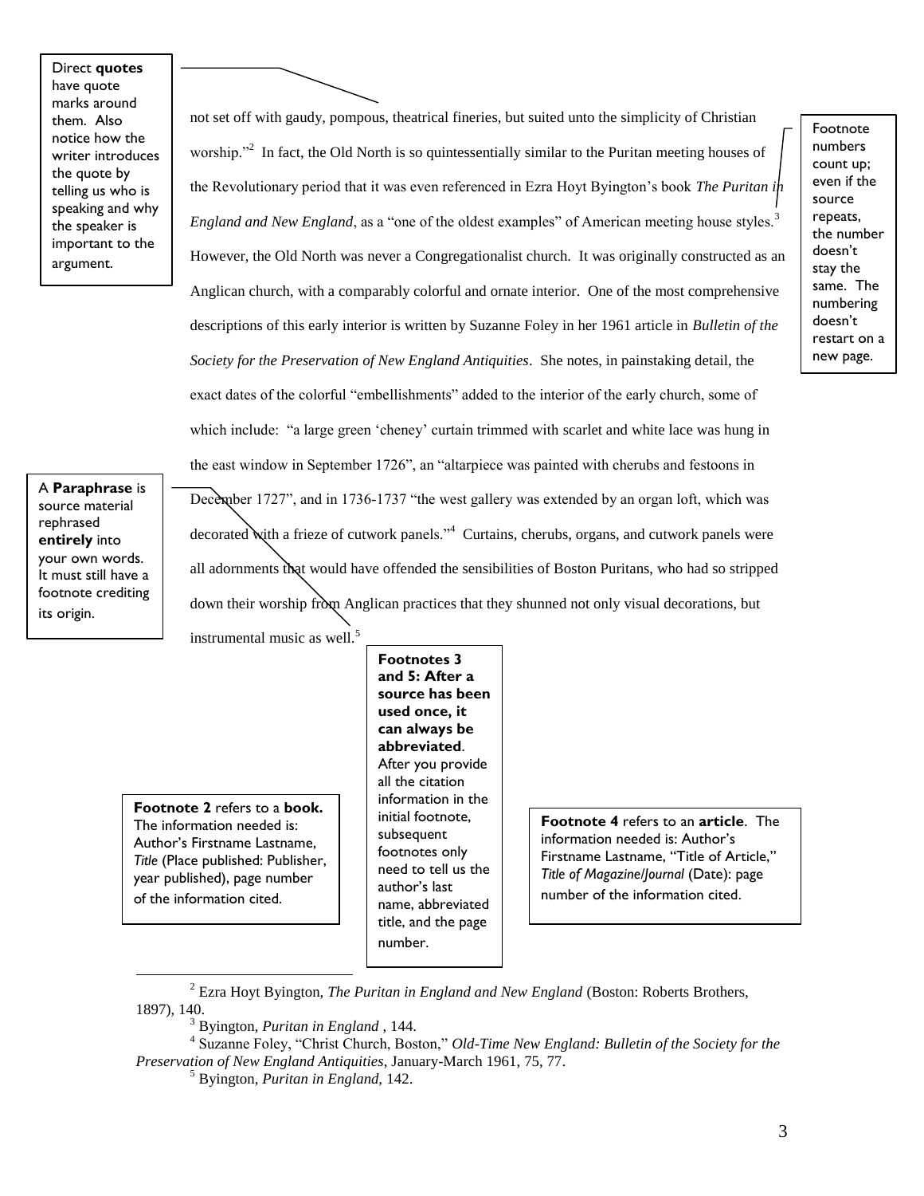Direct **quotes** have quote marks around them. Also notice how the writer introduces the quote by telling us who is speaking and why the speaker is important to the argument.

not set off with gaudy, pompous, theatrical fineries, but suited unto the simplicity of Christian worship."[2] In fact, the Old North is so quintessentially similar to the Puritan meeting houses of the Revolutionary period that it was even referenced in Ezra Hoyt Byington's book *The Puritan in England and New England*, as a "one of the oldest examples" of American meeting house styles.[3] However, the Old North was never a Congregationalist church. It was originally constructed as an Anglican church, with a comparably colorful and ornate interior. One of the most comprehensive descriptions of this early interior is written by Suzanne Foley in her 1961 article in *Bulletin of the Society for the Preservation of New England Antiquities*. She notes, in painstaking detail, the exact dates of the colorful "embellishments" added to the interior of the early church, some of which include: "a large green 'cheney' curtain trimmed with scarlet and white lace was hung in the east window in September 1726", an "altarpiece was painted with cherubs and festoons in December 1727", and in 1736-1737 "the west gallery was extended by an organ loft, which was decorated with a frieze of cutwork panels."[4] Curtains, cherubs, organs, and cutwork panels were all adornments that would have offended the sensibilities of Boston Puritans, who had so stripped down their worship from Anglican practices that they shunned not only visual decorations, but instrumental music as well.[5]

Footnote numbers count up; even if the source repeats, the number doesn't stay the same. The numbering doesn't restart on a new page.

A **Paraphrase** is source material rephrased **entirely** into your own words. It must still have a footnote crediting its origin.

**Footnote 2** refers to a **book.** The information needed is: Author's Firstname Lastname, *Title* (Place published: Publisher, year published), page number of the information cited.

**Footnotes 3 and 5: After a source has been used once, it can always be abbreviated**. After you provide all the citation information in the initial footnote, subsequent footnotes only need to tell us the author's last name, abbreviated title, and the page number.

**Footnote 4** refers to an **article**. The information needed is: Author's Firstname Lastname, "Title of Article," *Title of Magazine/Journal* (Date): page number of the information cited.

---

[2] Ezra Hoyt Byington, *The Puritan in England and New England* (Boston: Roberts Brothers, 1897), 140.

[3] Byington, *Puritan in England* , 144.

[4] Suzanne Foley, "Christ Church, Boston," *Old-Time New England: Bulletin of the Society for the Preservation of New England Antiquities*, January-March 1961, 75, 77.

[5] Byington, *Puritan in England,* 142.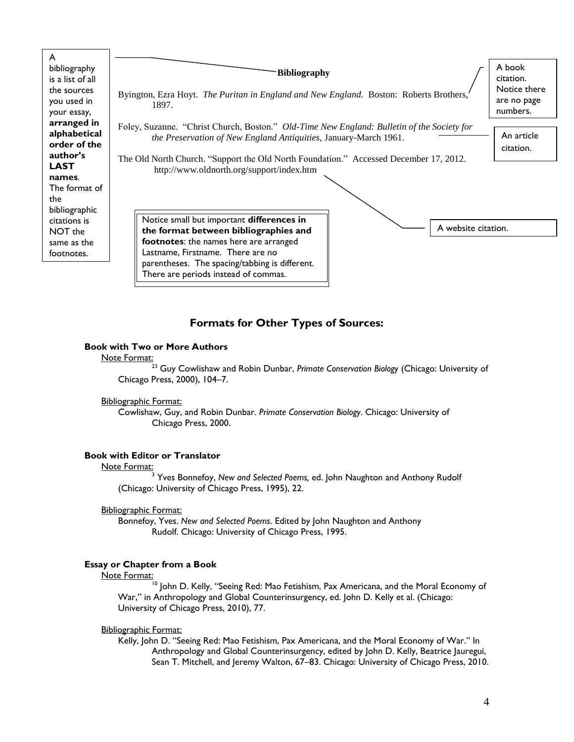A bibliography is a list of all the sources you used in your essay, **arranged in alphabetical order of the author's LAST names**. The format of the bibliographic citations is NOT the same as the footnotes.

**Bibliography**

Byington, Ezra Hoyt. *The Puritan in England and New England.* Boston: Roberts Brothers, 1897.

Foley, Suzanne. "Christ Church, Boston." *Old-Time New England: Bulletin of the Society for the Preservation of New England Antiquities*, January-March 1961.

The Old North Church. "Support the Old North Foundation." Accessed December 17, 2012. http://www.oldnorth.org/support/index.htm

A book citation. Notice there are no page numbers.

An article citation.

A website citation.

Notice small but important **differences in the format between bibliographies and footnotes**: the names here are arranged Lastname, Firstname. There are no parentheses. The spacing/tabbing is different. There are periods instead of commas.

## Formats for Other Types of Sources:

**Book with Two or More Authors**

Note Format:

[23] Guy Cowlishaw and Robin Dunbar, *Primate Conservation Biology* (Chicago: University of Chicago Press, 2000), 104–7.

Bibliographic Format:

Cowlishaw, Guy, and Robin Dunbar. *Primate Conservation Biology*. Chicago: University of Chicago Press, 2000.

**Book with Editor or Translator**

Note Format:

[3] Yves Bonnefoy, *New and Selected Poems,* ed. John Naughton and Anthony Rudolf (Chicago: University of Chicago Press, 1995), 22.

Bibliographic Format:

Bonnefoy, Yves. *New and Selected Poems*. Edited by John Naughton and Anthony Rudolf. Chicago: University of Chicago Press, 1995.

**Essay or Chapter from a Book**

Note Format:

[10] John D. Kelly, "Seeing Red: Mao Fetishism, Pax Americana, and the Moral Economy of War," in Anthropology and Global Counterinsurgency, ed. John D. Kelly et al. (Chicago: University of Chicago Press, 2010), 77.

Bibliographic Format:

Kelly, John D. "Seeing Red: Mao Fetishism, Pax Americana, and the Moral Economy of War." In Anthropology and Global Counterinsurgency, edited by John D. Kelly, Beatrice Jauregui, Sean T. Mitchell, and Jeremy Walton, 67–83. Chicago: University of Chicago Press, 2010.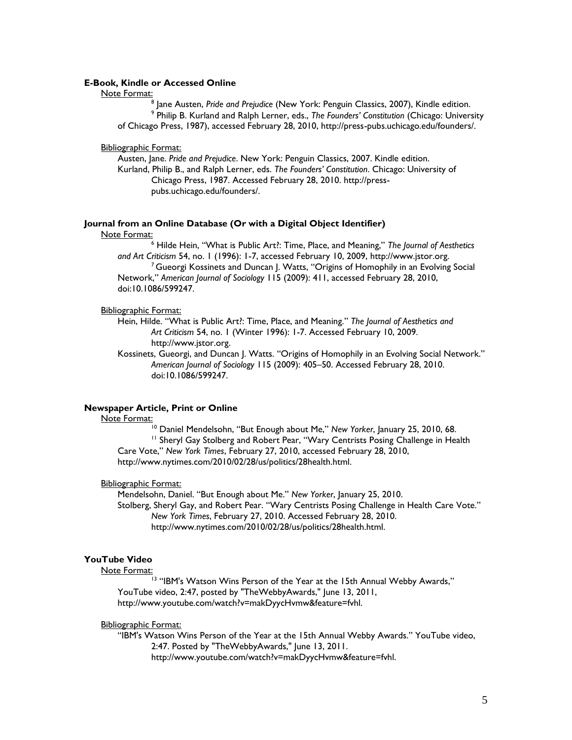**E-Book, Kindle or Accessed Online**

Note Format:

[8] Jane Austen, *Pride and Prejudice* (New York: Penguin Classics, 2007), Kindle edition.

[9] Philip B. Kurland and Ralph Lerner, eds., *The Founders' Constitution* (Chicago: University of Chicago Press, 1987), accessed February 28, 2010, http://press-pubs.uchicago.edu/founders/.

Bibliographic Format:

Austen, Jane. *Pride and Prejudice*. New York: Penguin Classics, 2007. Kindle edition.

Kurland, Philip B., and Ralph Lerner, eds. *The Founders' Constitution*. Chicago: University of Chicago Press, 1987. Accessed February 28, 2010. http://press-pubs.uchicago.edu/founders/.

**Journal from an Online Database (Or with a Digital Object Identifier)**

Note Format:

[6] Hilde Hein, "What is Public Art?: Time, Place, and Meaning," *The Journal of Aesthetics and Art Criticism* 54, no. 1 (1996): 1-7, accessed February 10, 2009, http://www.jstor.org.

[7] Gueorgi Kossinets and Duncan J. Watts, "Origins of Homophily in an Evolving Social Network," *American Journal of Sociology* 115 (2009): 411, accessed February 28, 2010, doi:10.1086/599247.

Bibliographic Format:

Hein, Hilde. "What is Public Art?: Time, Place, and Meaning." *The Journal of Aesthetics and Art Criticism* 54, no. 1 (Winter 1996): 1-7. Accessed February 10, 2009. http://www.jstor.org.

Kossinets, Gueorgi, and Duncan J. Watts. "Origins of Homophily in an Evolving Social Network." *American Journal of Sociology* 115 (2009): 405–50. Accessed February 28, 2010. doi:10.1086/599247.

**Newspaper Article, Print or Online**

Note Format:

[10] Daniel Mendelsohn, "But Enough about Me," *New Yorker*, January 25, 2010, 68.

[11] Sheryl Gay Stolberg and Robert Pear, "Wary Centrists Posing Challenge in Health Care Vote," *New York Times*, February 27, 2010, accessed February 28, 2010, http://www.nytimes.com/2010/02/28/us/politics/28health.html.

Bibliographic Format:

Mendelsohn, Daniel. "But Enough about Me." *New Yorker*, January 25, 2010.

Stolberg, Sheryl Gay, and Robert Pear. "Wary Centrists Posing Challenge in Health Care Vote." *New York Times*, February 27, 2010. Accessed February 28, 2010. http://www.nytimes.com/2010/02/28/us/politics/28health.html.

**YouTube Video**

Note Format:

[13] "IBM's Watson Wins Person of the Year at the 15th Annual Webby Awards," YouTube video, 2:47, posted by "TheWebbyAwards," June 13, 2011, http://www.youtube.com/watch?v=makDyycHvmw&feature=fvhl.

Bibliographic Format:

"IBM's Watson Wins Person of the Year at the 15th Annual Webby Awards." YouTube video, 2:47. Posted by "TheWebbyAwards," June 13, 2011. http://www.youtube.com/watch?v=makDyycHvmw&feature=fvhl.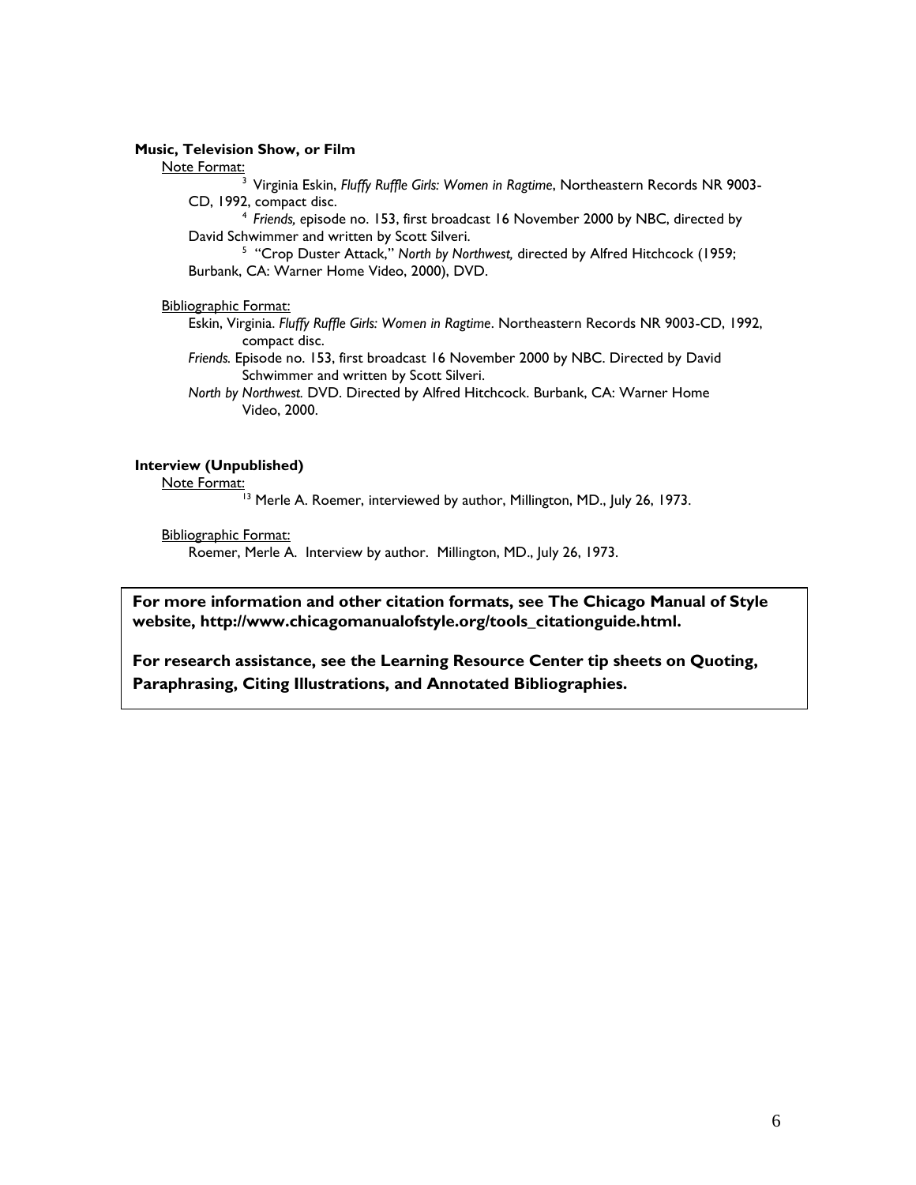**Music, Television Show, or Film**

Note Format:

[3] Virginia Eskin, *Fluffy Ruffle Girls: Women in Ragtime*, Northeastern Records NR 9003-CD, 1992, compact disc.

[4] *Friends,* episode no. 153, first broadcast 16 November 2000 by NBC, directed by David Schwimmer and written by Scott Silveri.

[5] "Crop Duster Attack," *North by Northwest,* directed by Alfred Hitchcock (1959; Burbank, CA: Warner Home Video, 2000), DVD.

Bibliographic Format:

Eskin, Virginia. *Fluffy Ruffle Girls: Women in Ragtime*. Northeastern Records NR 9003-CD, 1992, compact disc.

*Friends.* Episode no. 153, first broadcast 16 November 2000 by NBC. Directed by David Schwimmer and written by Scott Silveri.

*North by Northwest.* DVD. Directed by Alfred Hitchcock. Burbank, CA: Warner Home Video, 2000.

**Interview (Unpublished)**

Note Format:

[13] Merle A. Roemer, interviewed by author, Millington, MD., July 26, 1973.

Bibliographic Format:

Roemer, Merle A. Interview by author. Millington, MD., July 26, 1973.

**For more information and other citation formats, see The Chicago Manual of Style website, http://www.chicagomanualofstyle.org/tools_citationguide.html.**

**For research assistance, see the Learning Resource Center tip sheets on Quoting, Paraphrasing, Citing Illustrations, and Annotated Bibliographies.**